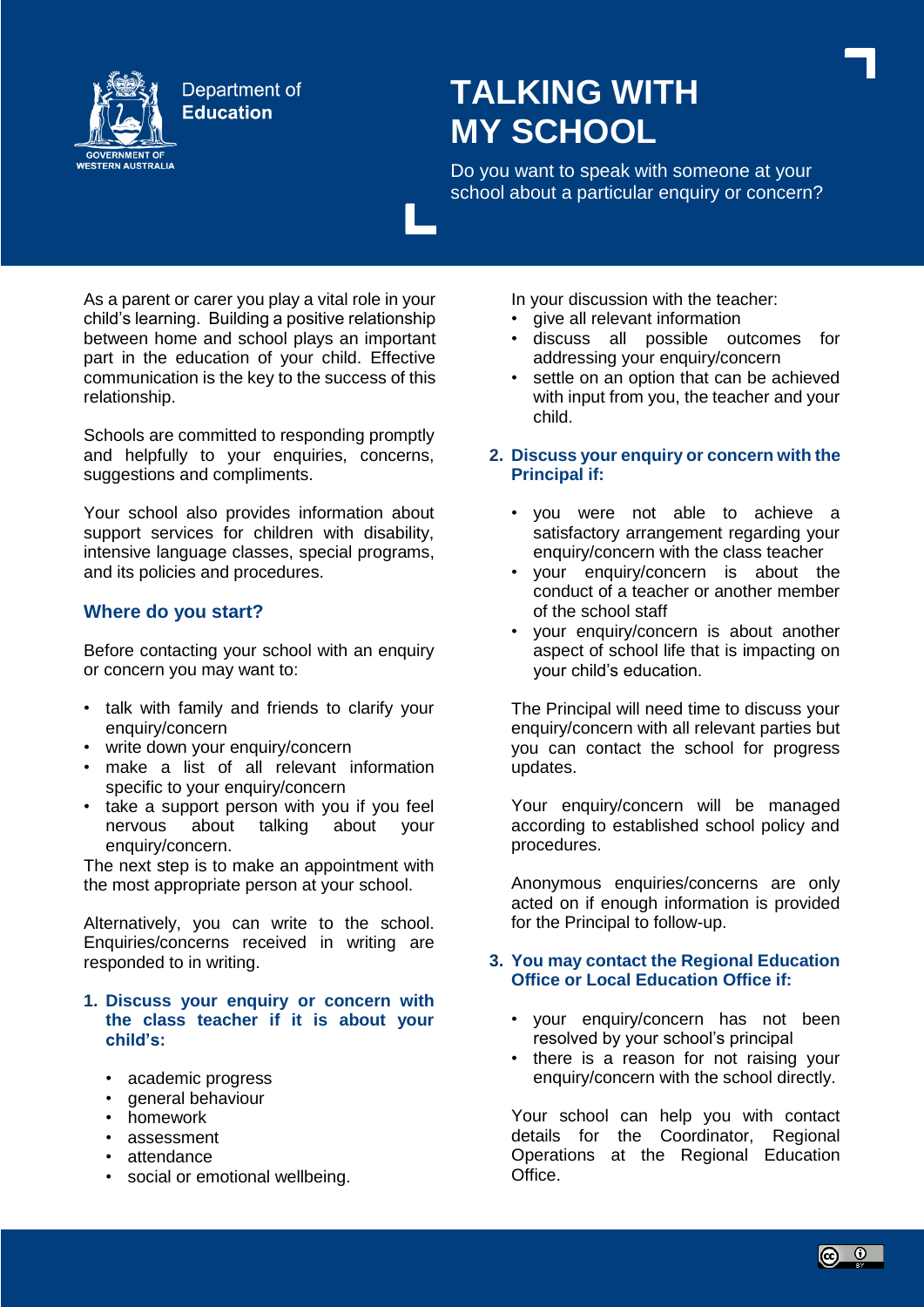Department of **Education**

GOVERNMENT OF WESTERN AUSTRALIA

# TALKING WITH MY SCHOOL

Do you want to speak with someone at your school about a particular enquiry or concern?

As a parent or carer you play a vital role in your child's learning. Building a positive relationship between home and school plays an important part in the education of your child. Effective communication is the key to the success of this relationship.

Schools are committed to responding promptly and helpfully to your enquiries, concerns, suggestions and compliments.

Your school also provides information about support services for children with disability, intensive language classes, special programs, and its policies and procedures.

## Where do you start?

Before contacting your school with an enquiry or concern you may want to:

- talk with family and friends to clarify your enquiry/concern
- write down your enquiry/concern
- make a list of all relevant information specific to your enquiry/concern
- take a support person with you if you feel nervous about talking about your enquiry/concern.

The next step is to make an appointment with the most appropriate person at your school.

Alternatively, you can write to the school. Enquiries/concerns received in writing are responded to in writing.

### 1. Discuss your enquiry or concern with the class teacher if it is about your child's:

- academic progress
- general behaviour
- homework
- assessment
- attendance
- social or emotional wellbeing.

In your discussion with the teacher:

- give all relevant information
- discuss all possible outcomes for addressing your enquiry/concern
- settle on an option that can be achieved with input from you, the teacher and your child.

### 2. Discuss your enquiry or concern with the Principal if:

- you were not able to achieve a satisfactory arrangement regarding your enquiry/concern with the class teacher
- your enquiry/concern is about the conduct of a teacher or another member of the school staff
- your enquiry/concern is about another aspect of school life that is impacting on your child's education.

The Principal will need time to discuss your enquiry/concern with all relevant parties but you can contact the school for progress updates.

Your enquiry/concern will be managed according to established school policy and procedures.

Anonymous enquiries/concerns are only acted on if enough information is provided for the Principal to follow-up.

### 3. You may contact the Regional Education Office or Local Education Office if:

- your enquiry/concern has not been resolved by your school's principal
- there is a reason for not raising your enquiry/concern with the school directly.

Your school can help you with contact details for the Coordinator, Regional Operations at the Regional Education Office.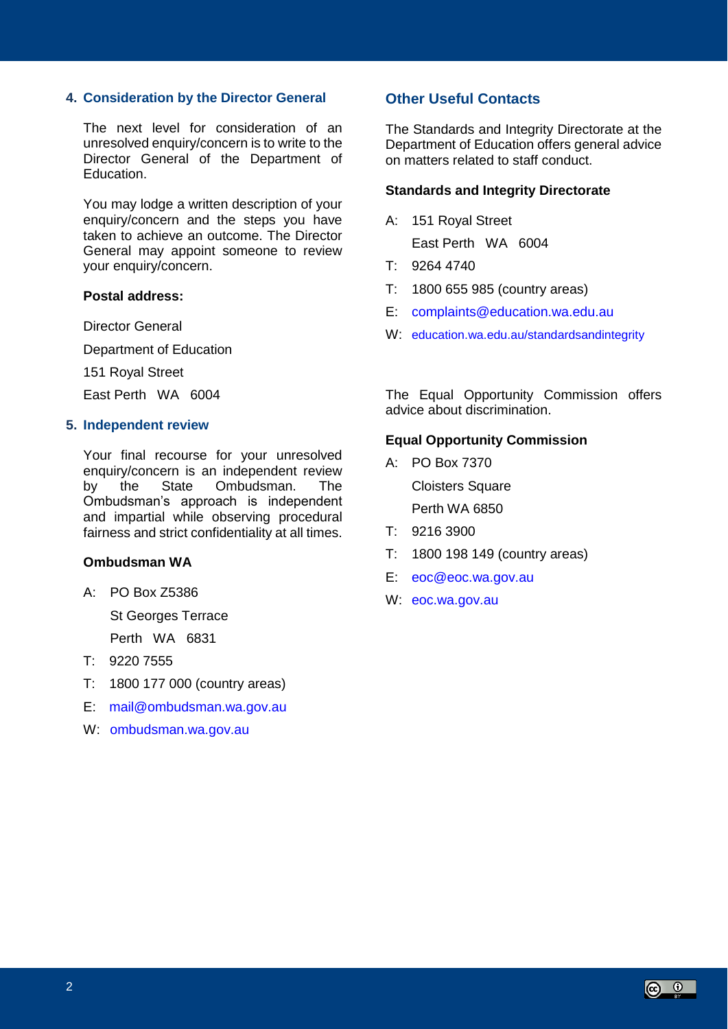## 4. Consideration by the Director General

The next level for consideration of an unresolved enquiry/concern is to write to the Director General of the Department of Education.

You may lodge a written description of your enquiry/concern and the steps you have taken to achieve an outcome. The Director General may appoint someone to review your enquiry/concern.

**Postal address:**

Director General

Department of Education

151 Royal Street

East Perth WA 6004

## 5. Independent review

Your final recourse for your unresolved enquiry/concern is an independent review by the State Ombudsman. The Ombudsman's approach is independent and impartial while observing procedural fairness and strict confidentiality at all times.

**Ombudsman WA**

A: PO Box Z5386
St Georges Terrace
Perth WA 6831

T: 9220 7555

T: 1800 177 000 (country areas)

E: mail@ombudsman.wa.gov.au

W: ombudsman.wa.gov.au

## Other Useful Contacts

The Standards and Integrity Directorate at the Department of Education offers general advice on matters related to staff conduct.

**Standards and Integrity Directorate**

A: 151 Royal Street
East Perth WA 6004

T: 9264 4740

T: 1800 655 985 (country areas)

E: complaints@education.wa.edu.au

W: education.wa.edu.au/standardsandintegrity

The Equal Opportunity Commission offers advice about discrimination.

**Equal Opportunity Commission**

A: PO Box 7370
Cloisters Square
Perth WA 6850

T: 9216 3900

T: 1800 198 149 (country areas)

E: eoc@eoc.wa.gov.au

W: eoc.wa.gov.au